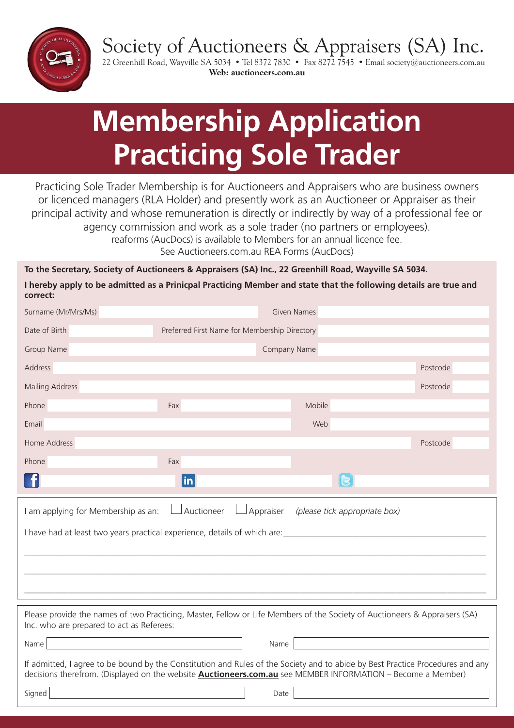# Society of Auctioneers & Appraisers (SA) Inc.

22 Greenhill Road, Wayville SA 5034 • Tel 8372 7830 • Fax 8272 7545 • Email society@auctioneers.com.au
**Web: auctioneers.com.au**

# Membership Application Practicing Sole Trader

Practicing Sole Trader Membership is for Auctioneers and Appraisers who are business owners or licenced managers (RLA Holder) and presently work as an Auctioneer or Appraiser as their principal activity and whose remuneration is directly or indirectly by way of a professional fee or agency commission and work as a sole trader (no partners or employees).
reaforms (AucDocs) is available to Members for an annual licence fee.
See Auctioneers.com.au REA Forms (AucDocs)

**To the Secretary, Society of Auctioneers & Appraisers (SA) Inc., 22 Greenhill Road, Wayville SA 5034.**

**I hereby apply to be admitted as a Prinicpal Practicing Member and state that the following details are true and correct:**

Surname (Mr/Mrs/Ms) ____________ Given Names ____________

Date of Birth ____________ Preferred First Name for Membership Directory ____________

Group Name ____________ Company Name ____________

Address ____________ Postcode ______

Mailing Address ____________ Postcode ______

Phone ____________ Fax ____________ Mobile ____________

Email ____________ Web ____________

Home Address ____________ Postcode ______

Phone ____________ Fax ____________

Facebook ____________ LinkedIn ____________ Twitter ____________

I am applying for Membership as an: ☐ Auctioneer ☐ Appraiser *(please tick appropriate box)*

I have had at least two years practical experience, details of which are:________________________________________

______________________________________________________________________________

______________________________________________________________________________

______________________________________________________________________________

Please provide the names of two Practicing, Master, Fellow or Life Members of the Society of Auctioneers & Appraisers (SA) Inc. who are prepared to act as Referees:

Name ____________ Name ____________

If admitted, I agree to be bound by the Constitution and Rules of the Society and to abide by Best Practice Procedures and any decisions therefrom. (Displayed on the website **Auctioneers.com.au** see MEMBER INFORMATION – Become a Member)

Signed ____________ Date ____________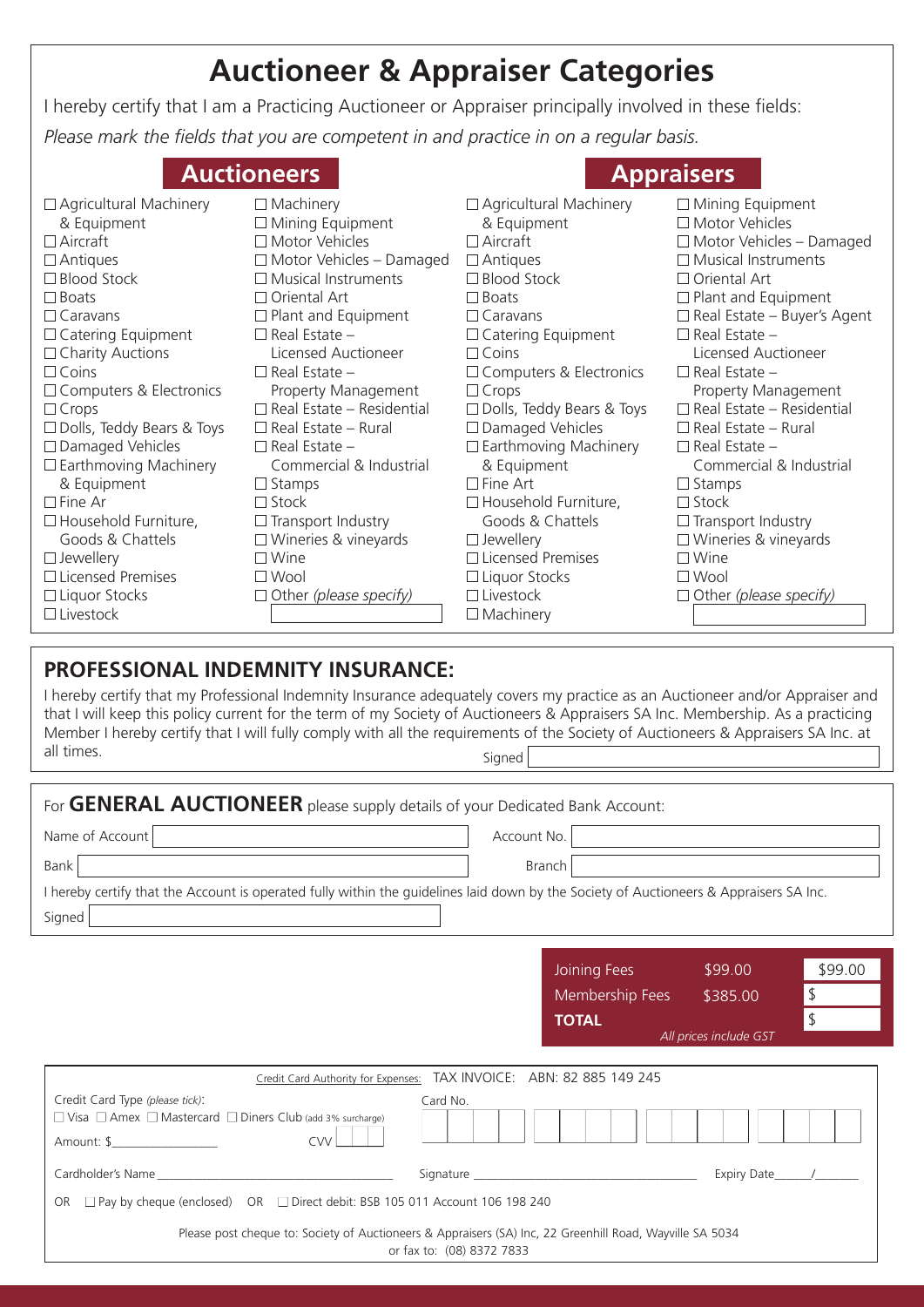# Auctioneer & Appraiser Categories

I hereby certify that I am a Practicing Auctioneer or Appraiser principally involved in these fields:

*Please mark the fields that you are competent in and practice in on a regular basis.*

## Auctioneers

- ☐ Agricultural Machinery & Equipment
- ☐ Aircraft
- ☐ Antiques
- ☐ Blood Stock
- ☐ Boats
- ☐ Caravans
- ☐ Catering Equipment
- ☐ Charity Auctions
- ☐ Coins
- ☐ Computers & Electronics
- ☐ Crops
- ☐ Dolls, Teddy Bears & Toys
- ☐ Damaged Vehicles
- ☐ Earthmoving Machinery & Equipment
- ☐ Fine Ar
- ☐ Household Furniture, Goods & Chattels
- ☐ Jewellery
- ☐ Licensed Premises
- ☐ Liquor Stocks
- ☐ Livestock
- ☐ Machinery
- ☐ Mining Equipment
- ☐ Motor Vehicles
- ☐ Motor Vehicles – Damaged
- ☐ Musical Instruments
- ☐ Oriental Art
- ☐ Plant and Equipment
- ☐ Real Estate – Licensed Auctioneer
- ☐ Real Estate – Property Management
- ☐ Real Estate – Residential
- ☐ Real Estate – Rural
- ☐ Real Estate – Commercial & Industrial
- ☐ Stamps
- ☐ Stock
- ☐ Transport Industry
- ☐ Wineries & vineyards
- ☐ Wine
- ☐ Wool
- ☐ Other *(please specify)* ____________

## Appraisers

- ☐ Agricultural Machinery & Equipment
- ☐ Aircraft
- ☐ Antiques
- ☐ Blood Stock
- ☐ Boats
- ☐ Caravans
- ☐ Catering Equipment
- ☐ Coins
- ☐ Computers & Electronics
- ☐ Crops
- ☐ Dolls, Teddy Bears & Toys
- ☐ Damaged Vehicles
- ☐ Earthmoving Machinery & Equipment
- ☐ Fine Art
- ☐ Household Furniture, Goods & Chattels
- ☐ Jewellery
- ☐ Licensed Premises
- ☐ Liquor Stocks
- ☐ Livestock
- ☐ Machinery
- ☐ Mining Equipment
- ☐ Motor Vehicles
- ☐ Motor Vehicles – Damaged
- ☐ Musical Instruments
- ☐ Oriental Art
- ☐ Plant and Equipment
- ☐ Real Estate – Buyer's Agent
- ☐ Real Estate – Licensed Auctioneer
- ☐ Real Estate – Property Management
- ☐ Real Estate – Residential
- ☐ Real Estate – Rural
- ☐ Real Estate – Commercial & Industrial
- ☐ Stamps
- ☐ Stock
- ☐ Transport Industry
- ☐ Wineries & vineyards
- ☐ Wine
- ☐ Wool
- ☐ Other *(please specify)* ____________

## PROFESSIONAL INDEMNITY INSURANCE:

I hereby certify that my Professional Indemnity Insurance adequately covers my practice as an Auctioneer and/or Appraiser and that I will keep this policy current for the term of my Society of Auctioneers & Appraisers SA Inc. Membership. As a practicing Member I hereby certify that I will fully comply with all the requirements of the Society of Auctioneers & Appraisers SA Inc. at all times.

Signed ____________

For **GENERAL AUCTIONEER** please supply details of your Dedicated Bank Account:

Name of Account ____________ Account No. ____________

Bank ____________ Branch ____________

I hereby certify that the Account is operated fully within the guidelines laid down by the Society of Auctioneers & Appraisers SA Inc.

Signed ____________

| | | |
|---|---|---|
| Joining Fees | $99.00 | $99.00 |
| Membership Fees | $385.00 | $ |
| **TOTAL** | | $ |

*All prices include GST*

Credit Card Authority for Expenses: TAX INVOICE: ABN: 82 885 149 245

Credit Card Type *(please tick)*: ☐ Visa ☐ Amex ☐ Mastercard ☐ Diners Club (add 3% surcharge)

Card No. ____________

Amount: $____________ CVV ____

Cardholder's Name ____________ Signature ____________ Expiry Date_____/_____

OR ☐ Pay by cheque (enclosed) OR ☐ Direct debit: BSB 105 011 Account 106 198 240

Please post cheque to: Society of Auctioneers & Appraisers (SA) Inc, 22 Greenhill Road, Wayville SA 5034 or fax to: (08) 8372 7833